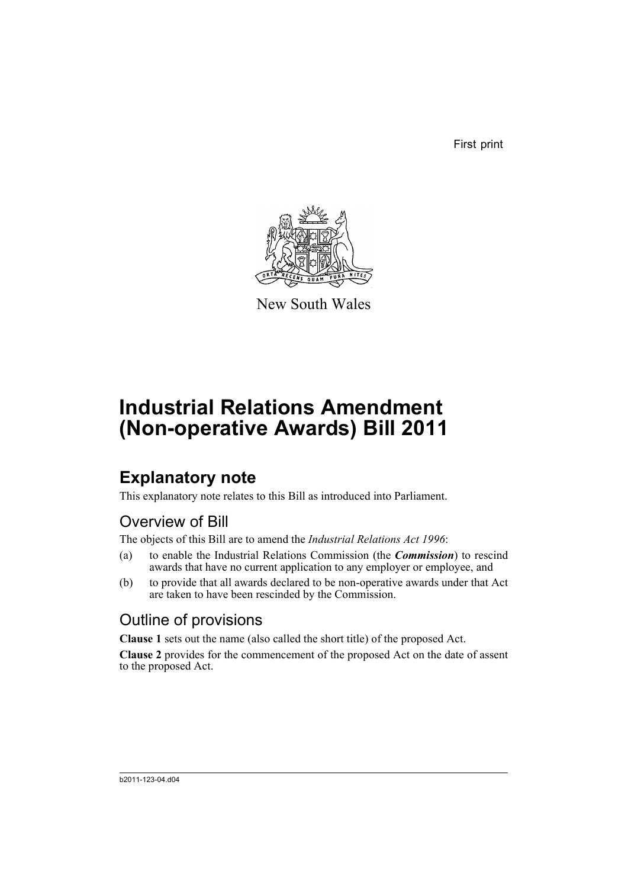First print

New South Wales

# Industrial Relations Amendment (Non-operative Awards) Bill 2011

## Explanatory note

This explanatory note relates to this Bill as introduced into Parliament.

### Overview of Bill

The objects of this Bill are to amend the *Industrial Relations Act 1996*:

(a) to enable the Industrial Relations Commission (the ***Commission***) to rescind awards that have no current application to any employer or employee, and

(b) to provide that all awards declared to be non-operative awards under that Act are taken to have been rescinded by the Commission.

### Outline of provisions

**Clause 1** sets out the name (also called the short title) of the proposed Act.

**Clause 2** provides for the commencement of the proposed Act on the date of assent to the proposed Act.

b2011-123-04.d04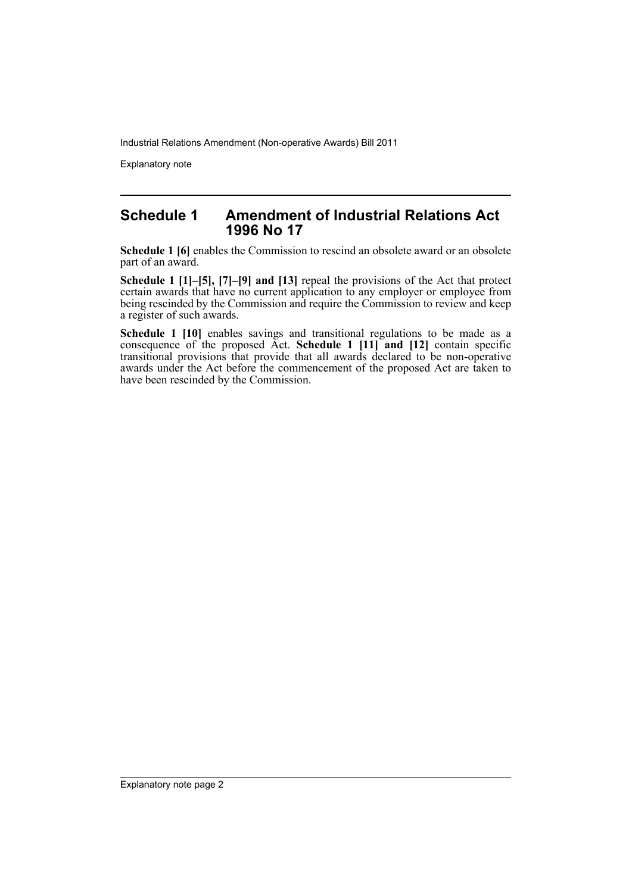## Schedule 1 Amendment of Industrial Relations Act 1996 No 17

**Schedule 1 [6]** enables the Commission to rescind an obsolete award or an obsolete part of an award.

**Schedule 1 [1]–[5], [7]–[9] and [13]** repeal the provisions of the Act that protect certain awards that have no current application to any employer or employee from being rescinded by the Commission and require the Commission to review and keep a register of such awards.

**Schedule 1 [10]** enables savings and transitional regulations to be made as a consequence of the proposed Act. **Schedule 1 [11] and [12]** contain specific transitional provisions that provide that all awards declared to be non-operative awards under the Act before the commencement of the proposed Act are taken to have been rescinded by the Commission.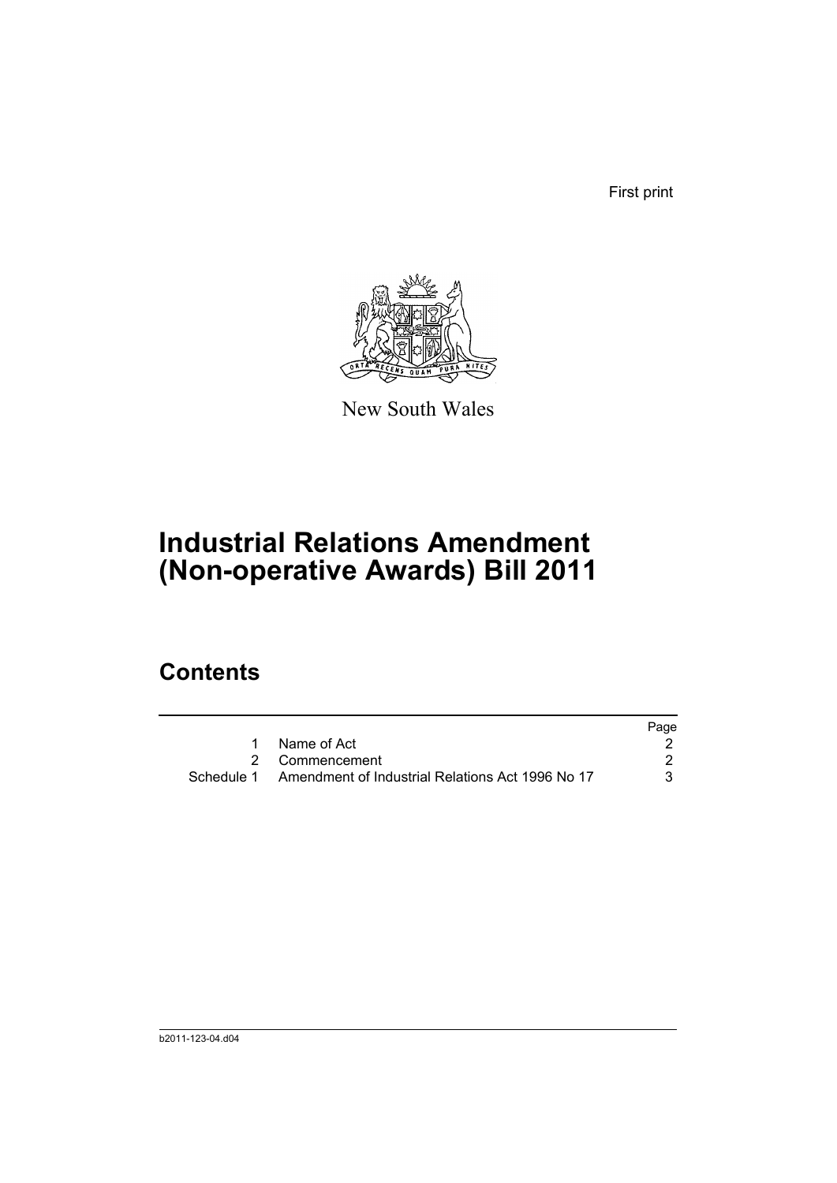First print

New South Wales

# Industrial Relations Amendment (Non-operative Awards) Bill 2011

## Contents

| | | Page |
|---|---|---|
| 1 | Name of Act | 2 |
| 2 | Commencement | 2 |
| Schedule 1 | Amendment of Industrial Relations Act 1996 No 17 | 3 |

b2011-123-04.d04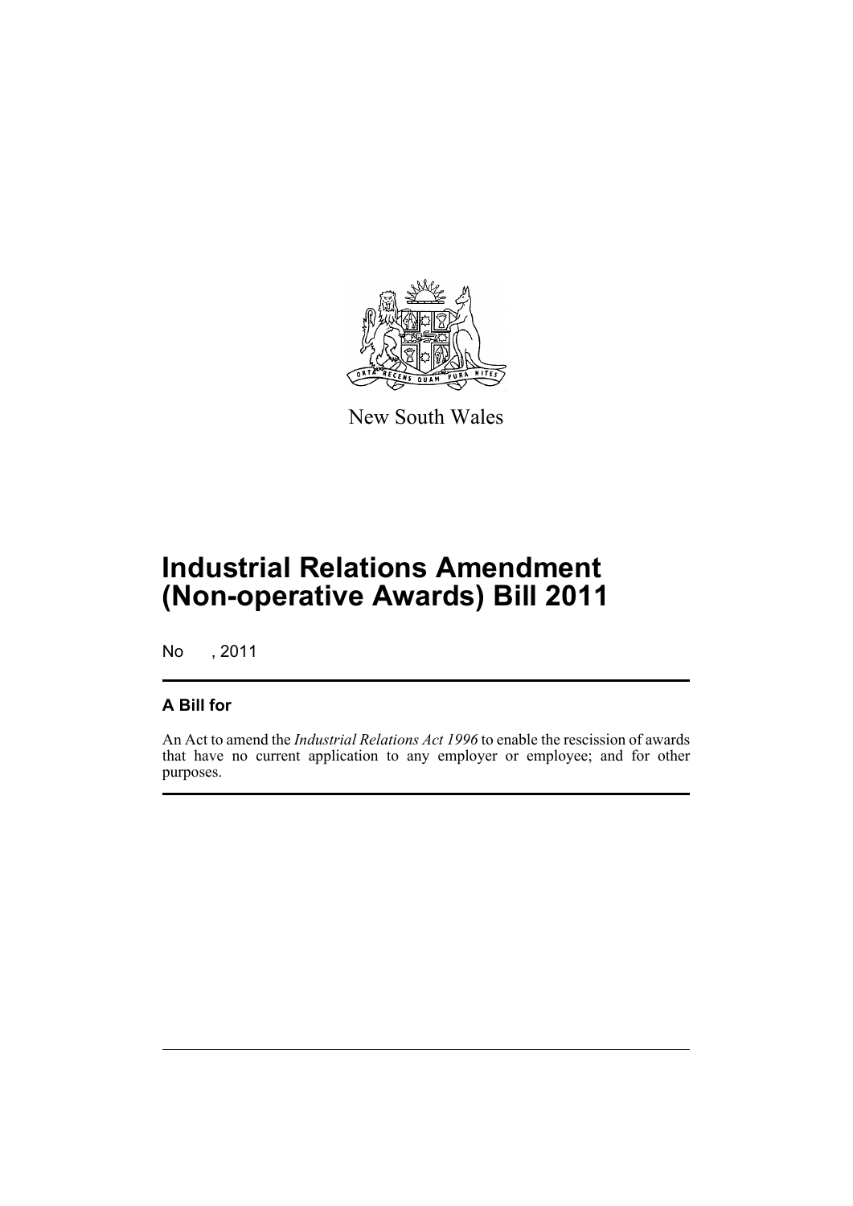New South Wales

# Industrial Relations Amendment (Non-operative Awards) Bill 2011

No , 2011

## A Bill for

An Act to amend the *Industrial Relations Act 1996* to enable the rescission of awards that have no current application to any employer or employee; and for other purposes.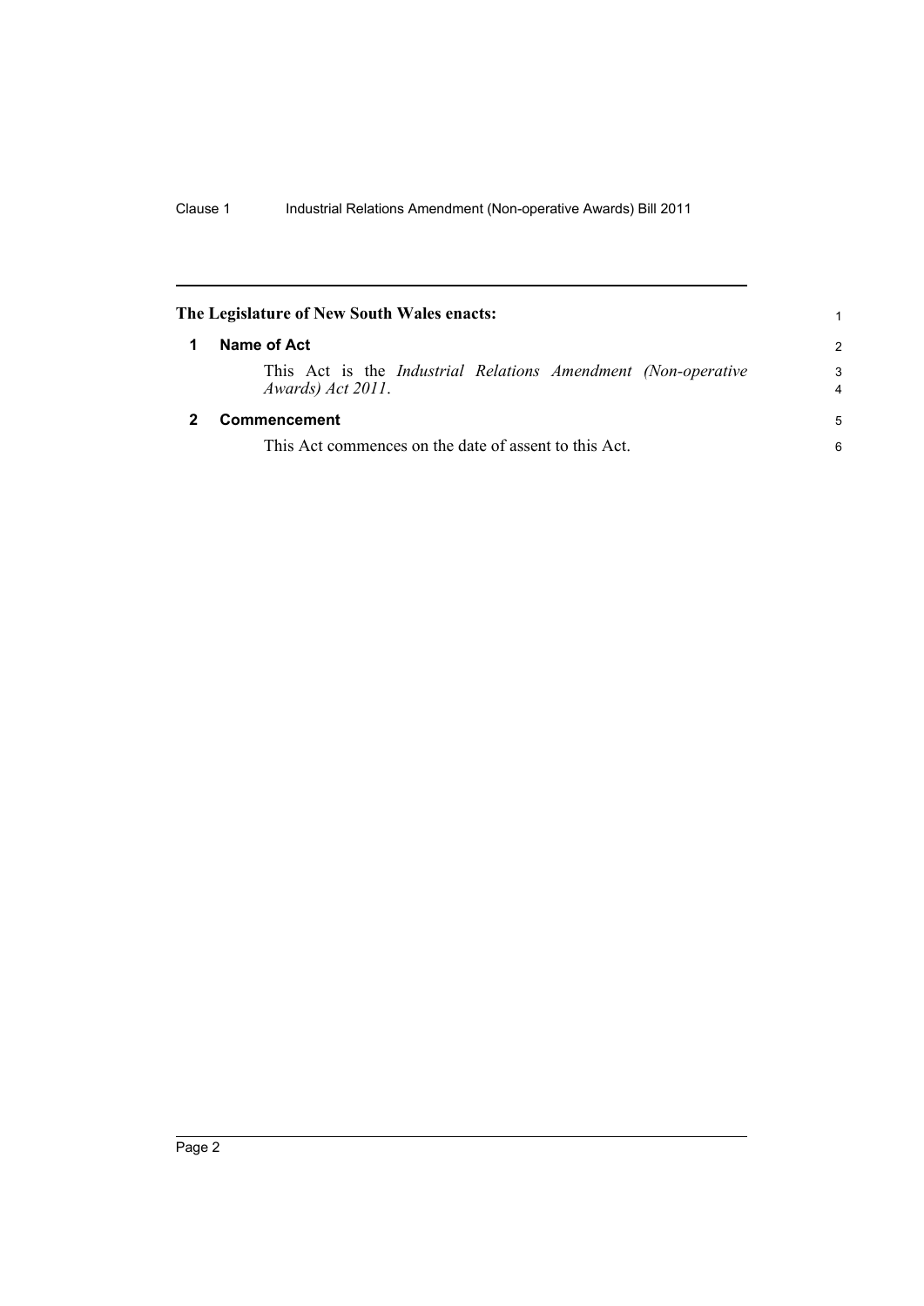**The Legislature of New South Wales enacts:**

## 1 Name of Act

This Act is the *Industrial Relations Amendment (Non-operative Awards) Act 2011*.

## 2 Commencement

This Act commences on the date of assent to this Act.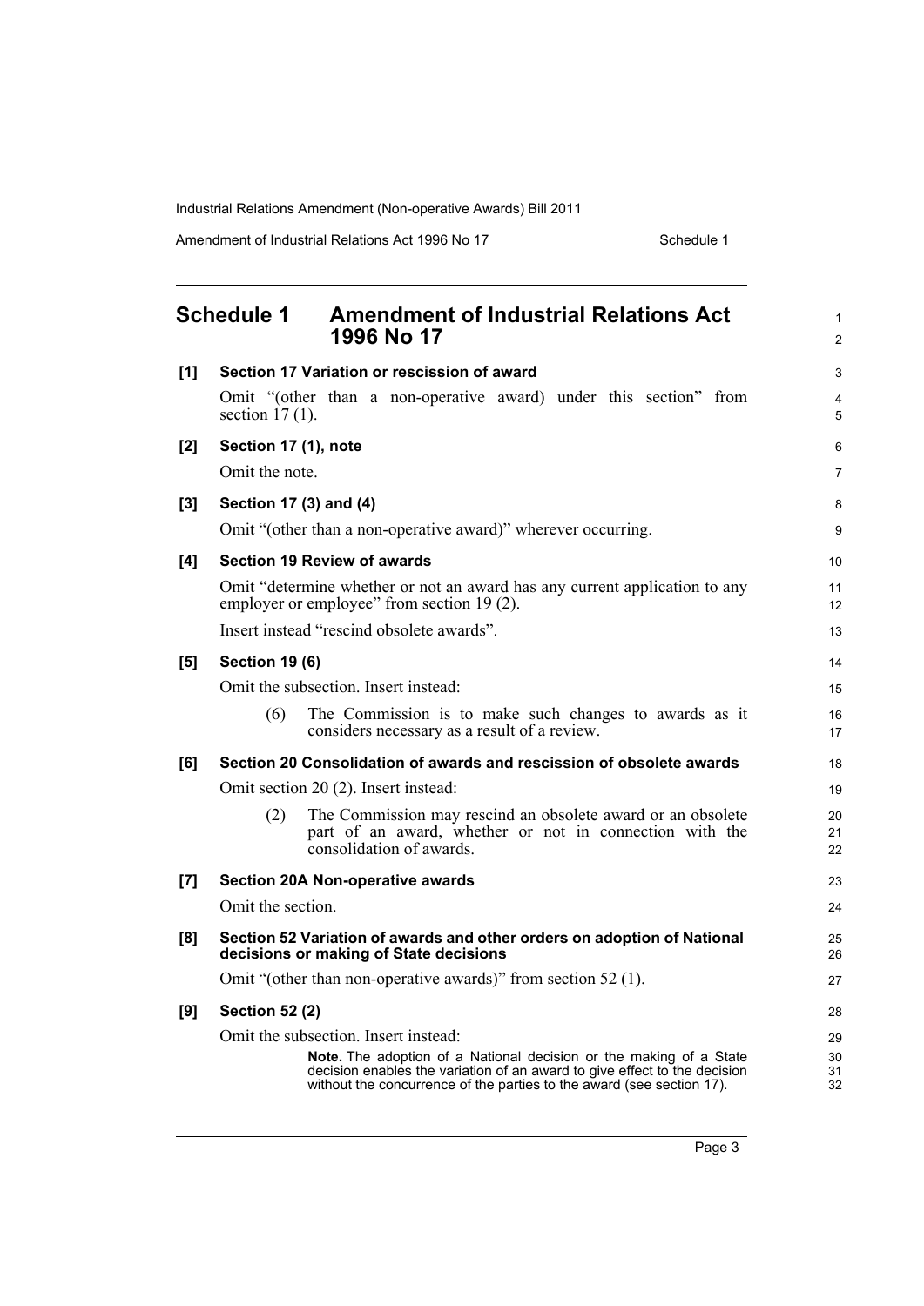## Schedule 1 Amendment of Industrial Relations Act 1996 No 17

**[1] Section 17 Variation or rescission of award**

Omit "(other than a non-operative award) under this section" from section 17 (1).

**[2] Section 17 (1), note**

Omit the note.

**[3] Section 17 (3) and (4)**

Omit "(other than a non-operative award)" wherever occurring.

**[4] Section 19 Review of awards**

Omit "determine whether or not an award has any current application to any employer or employee" from section 19 (2).

Insert instead "rescind obsolete awards".

**[5] Section 19 (6)**

Omit the subsection. Insert instead:

> (6) The Commission is to make such changes to awards as it considers necessary as a result of a review.

**[6] Section 20 Consolidation of awards and rescission of obsolete awards**

Omit section 20 (2). Insert instead:

> (2) The Commission may rescind an obsolete award or an obsolete part of an award, whether or not in connection with the consolidation of awards.

**[7] Section 20A Non-operative awards**

Omit the section.

**[8] Section 52 Variation of awards and other orders on adoption of National decisions or making of State decisions**

Omit "(other than non-operative awards)" from section 52 (1).

**[9] Section 52 (2)**

Omit the subsection. Insert instead:

> **Note.** The adoption of a National decision or the making of a State decision enables the variation of an award to give effect to the decision without the concurrence of the parties to the award (see section 17).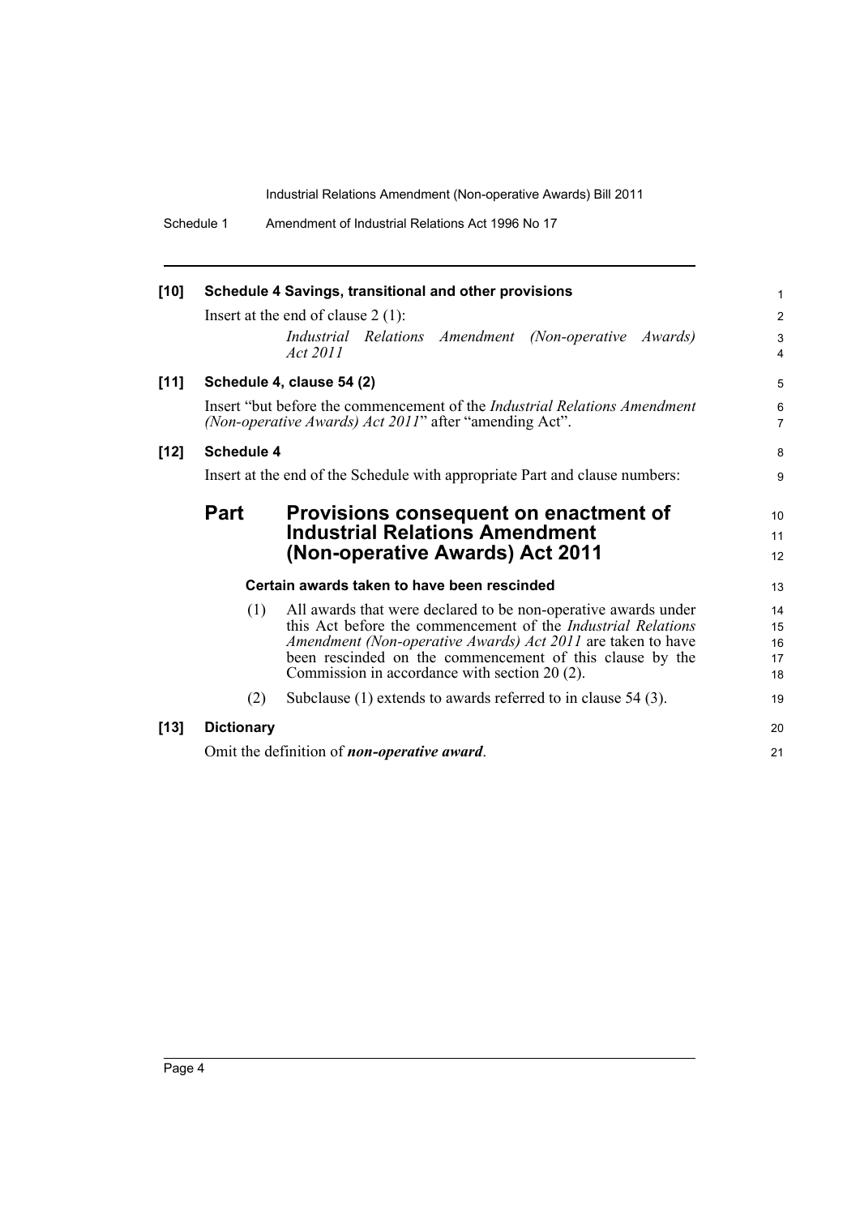**[10] Schedule 4 Savings, transitional and other provisions**

Insert at the end of clause 2 (1):

> *Industrial Relations Amendment (Non-operative Awards) Act 2011*

**[11] Schedule 4, clause 54 (2)**

Insert "but before the commencement of the *Industrial Relations Amendment (Non-operative Awards) Act 2011*" after "amending Act".

**[12] Schedule 4**

Insert at the end of the Schedule with appropriate Part and clause numbers:

## Part Provisions consequent on enactment of Industrial Relations Amendment (Non-operative Awards) Act 2011

### Certain awards taken to have been rescinded

(1) All awards that were declared to be non-operative awards under this Act before the commencement of the *Industrial Relations Amendment (Non-operative Awards) Act 2011* are taken to have been rescinded on the commencement of this clause by the Commission in accordance with section 20 (2).

(2) Subclause (1) extends to awards referred to in clause 54 (3).

**[13] Dictionary**

Omit the definition of ***non-operative award***.